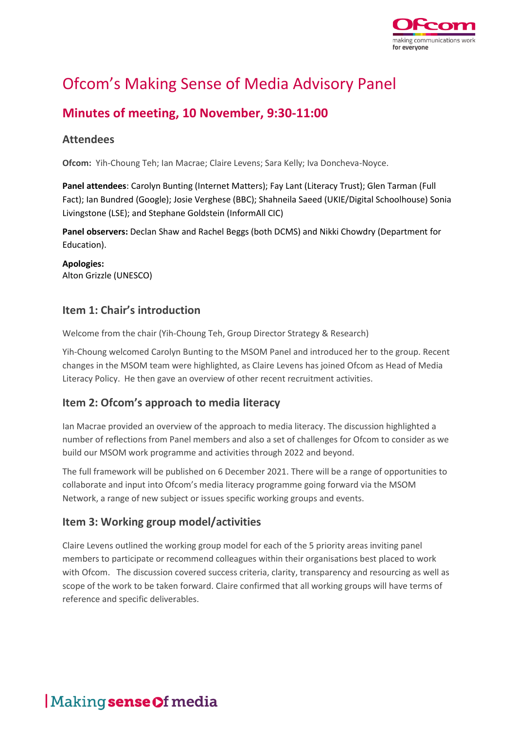# Ofcom's Making Sense of Media Advisory Panel

## Minutes of meeting, 10 November, 9:30-11:00

### Attendees

**Ofcom:** Yih-Choung Teh; Ian Macrae; Claire Levens; Sara Kelly; Iva Doncheva-Noyce.

**Panel attendees**: Carolyn Bunting (Internet Matters); Fay Lant (Literacy Trust); Glen Tarman (Full Fact); Ian Bundred (Google); Josie Verghese (BBC); Shahneila Saeed (UKIE/Digital Schoolhouse) Sonia Livingstone (LSE); and Stephane Goldstein (InformAll CIC)

**Panel observers:** Declan Shaw and Rachel Beggs (both DCMS) and Nikki Chowdry (Department for Education).

**Apologies:**
Alton Grizzle (UNESCO)

### Item 1: Chair's introduction

Welcome from the chair (Yih-Choung Teh, Group Director Strategy & Research)

Yih-Choung welcomed Carolyn Bunting to the MSOM Panel and introduced her to the group. Recent changes in the MSOM team were highlighted, as Claire Levens has joined Ofcom as Head of Media Literacy Policy. He then gave an overview of other recent recruitment activities.

### Item 2: Ofcom's approach to media literacy

Ian Macrae provided an overview of the approach to media literacy. The discussion highlighted a number of reflections from Panel members and also a set of challenges for Ofcom to consider as we build our MSOM work programme and activities through 2022 and beyond.

The full framework will be published on 6 December 2021. There will be a range of opportunities to collaborate and input into Ofcom's media literacy programme going forward via the MSOM Network, a range of new subject or issues specific working groups and events.

### Item 3: Working group model/activities

Claire Levens outlined the working group model for each of the 5 priority areas inviting panel members to participate or recommend colleagues within their organisations best placed to work with Ofcom. The discussion covered success criteria, clarity, transparency and resourcing as well as scope of the work to be taken forward. Claire confirmed that all working groups will have terms of reference and specific deliverables.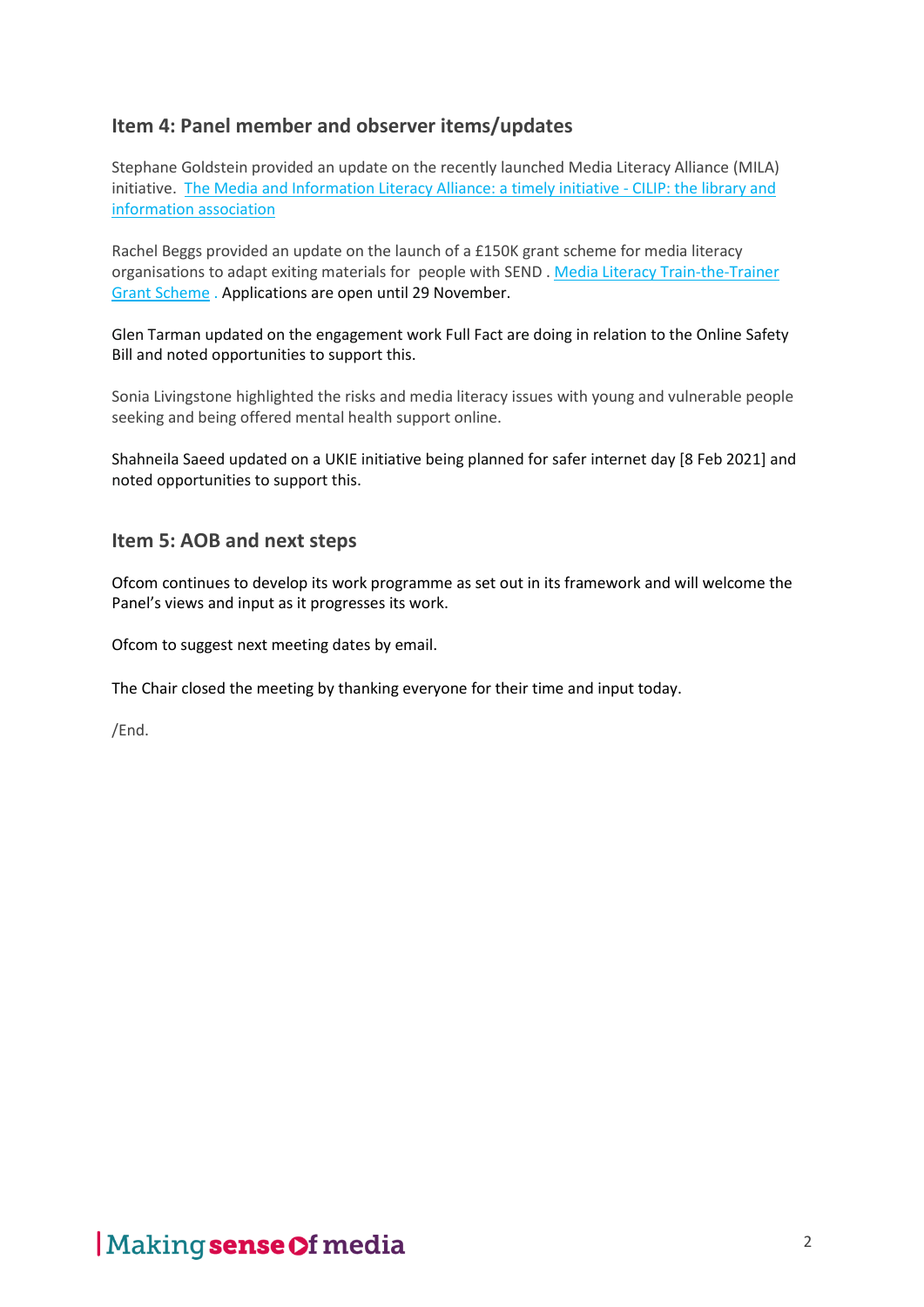## Item 4: Panel member and observer items/updates

Stephane Goldstein provided an update on the recently launched Media Literacy Alliance (MILA) initiative. [The Media and Information Literacy Alliance: a timely initiative - CILIP: the library and information association](#)

Rachel Beggs provided an update on the launch of a £150K grant scheme for media literacy organisations to adapt exiting materials for people with SEND . [Media Literacy Train-the-Trainer Grant Scheme](#) . Applications are open until 29 November.

Glen Tarman updated on the engagement work Full Fact are doing in relation to the Online Safety Bill and noted opportunities to support this.

Sonia Livingstone highlighted the risks and media literacy issues with young and vulnerable people seeking and being offered mental health support online.

Shahneila Saeed updated on a UKIE initiative being planned for safer internet day [8 Feb 2021] and noted opportunities to support this.

## Item 5: AOB and next steps

Ofcom continues to develop its work programme as set out in its framework and will welcome the Panel's views and input as it progresses its work.

Ofcom to suggest next meeting dates by email.

The Chair closed the meeting by thanking everyone for their time and input today.

/End.